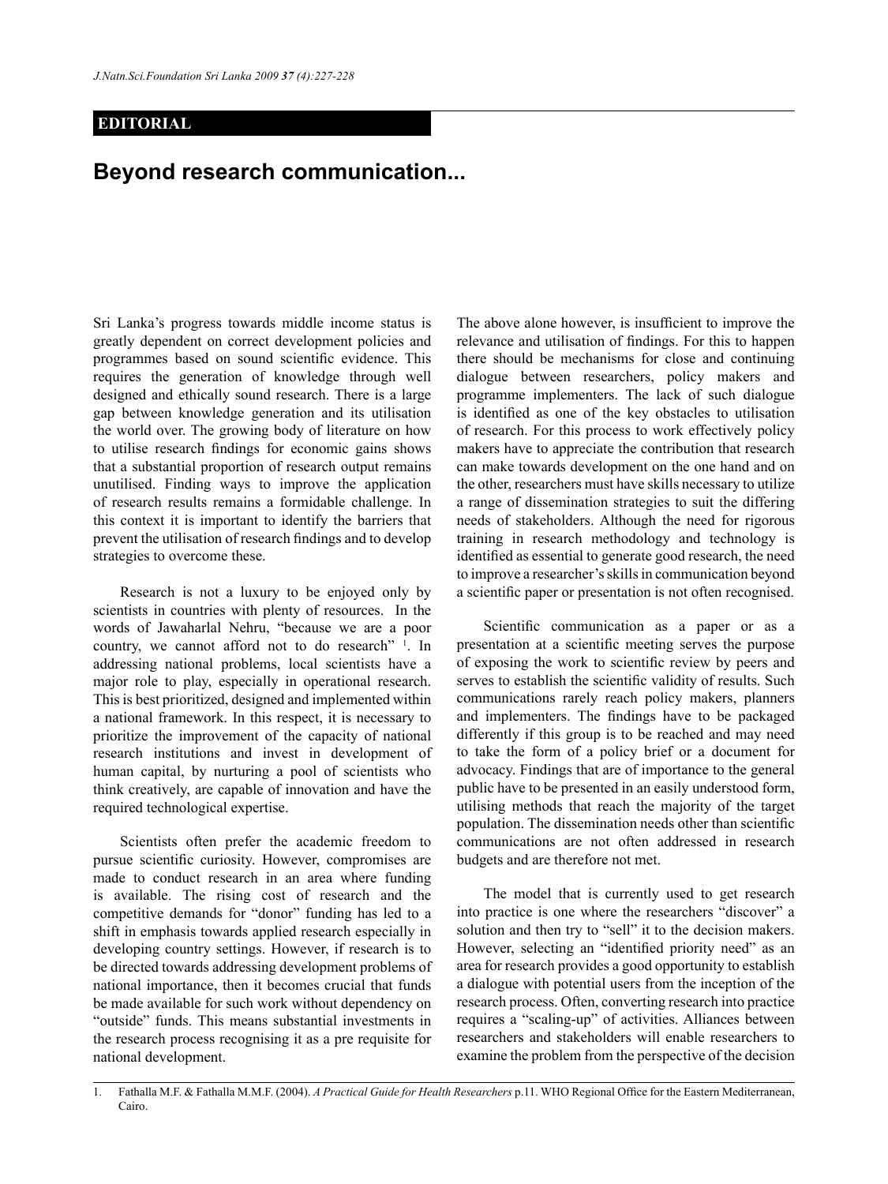EDITORIAL

# Beyond research communication...

Sri Lanka's progress towards middle income status is greatly dependent on correct development policies and programmes based on sound scientific evidence. This requires the generation of knowledge through well designed and ethically sound research. There is a large gap between knowledge generation and its utilisation the world over. The growing body of literature on how to utilise research findings for economic gains shows that a substantial proportion of research output remains unutilised. Finding ways to improve the application of research results remains a formidable challenge. In this context it is important to identify the barriers that prevent the utilisation of research findings and to develop strategies to overcome these.

Research is not a luxury to be enjoyed only by scientists in countries with plenty of resources. In the words of Jawaharlal Nehru, "because we are a poor country, we cannot afford not to do research" [1]. In addressing national problems, local scientists have a major role to play, especially in operational research. This is best prioritized, designed and implemented within a national framework. In this respect, it is necessary to prioritize the improvement of the capacity of national research institutions and invest in development of human capital, by nurturing a pool of scientists who think creatively, are capable of innovation and have the required technological expertise.

Scientists often prefer the academic freedom to pursue scientific curiosity. However, compromises are made to conduct research in an area where funding is available. The rising cost of research and the competitive demands for "donor" funding has led to a shift in emphasis towards applied research especially in developing country settings. However, if research is to be directed towards addressing development problems of national importance, then it becomes crucial that funds be made available for such work without dependency on "outside" funds. This means substantial investments in the research process recognising it as a pre requisite for national development.

The above alone however, is insufficient to improve the relevance and utilisation of findings. For this to happen there should be mechanisms for close and continuing dialogue between researchers, policy makers and programme implementers. The lack of such dialogue is identified as one of the key obstacles to utilisation of research. For this process to work effectively policy makers have to appreciate the contribution that research can make towards development on the one hand and on the other, researchers must have skills necessary to utilize a range of dissemination strategies to suit the differing needs of stakeholders. Although the need for rigorous training in research methodology and technology is identified as essential to generate good research, the need to improve a researcher's skills in communication beyond a scientific paper or presentation is not often recognised.

Scientific communication as a paper or as a presentation at a scientific meeting serves the purpose of exposing the work to scientific review by peers and serves to establish the scientific validity of results. Such communications rarely reach policy makers, planners and implementers. The findings have to be packaged differently if this group is to be reached and may need to take the form of a policy brief or a document for advocacy. Findings that are of importance to the general public have to be presented in an easily understood form, utilising methods that reach the majority of the target population. The dissemination needs other than scientific communications are not often addressed in research budgets and are therefore not met.

The model that is currently used to get research into practice is one where the researchers "discover" a solution and then try to "sell" it to the decision makers. However, selecting an "identified priority need" as an area for research provides a good opportunity to establish a dialogue with potential users from the inception of the research process. Often, converting research into practice requires a "scaling-up" of activities. Alliances between researchers and stakeholders will enable researchers to examine the problem from the perspective of the decision

1. Fathalla M.F. & Fathalla M.M.F. (2004). *A Practical Guide for Health Researchers* p.11. WHO Regional Office for the Eastern Mediterranean, Cairo.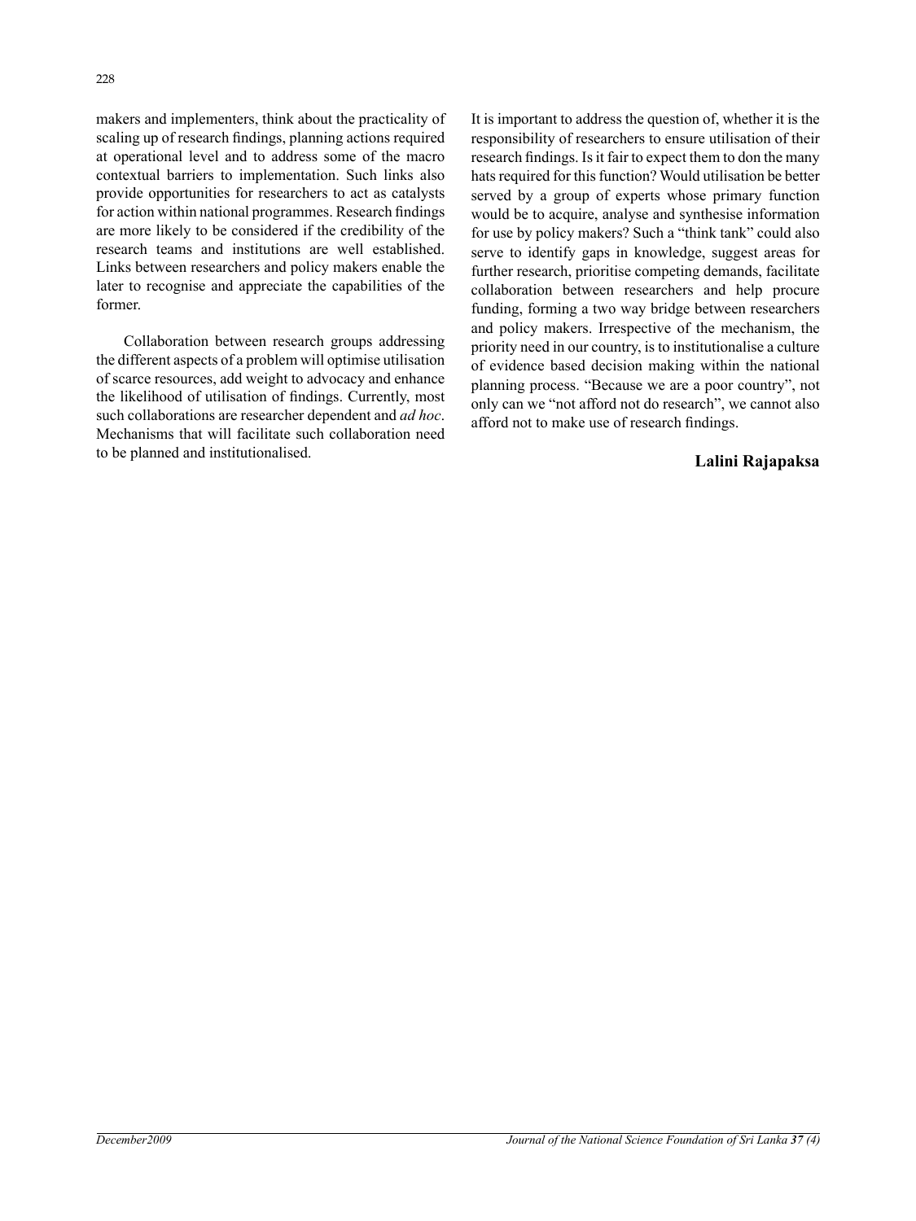makers and implementers, think about the practicality of scaling up of research findings, planning actions required at operational level and to address some of the macro contextual barriers to implementation. Such links also provide opportunities for researchers to act as catalysts for action within national programmes. Research findings are more likely to be considered if the credibility of the research teams and institutions are well established. Links between researchers and policy makers enable the later to recognise and appreciate the capabilities of the former.

Collaboration between research groups addressing the different aspects of a problem will optimise utilisation of scarce resources, add weight to advocacy and enhance the likelihood of utilisation of findings. Currently, most such collaborations are researcher dependent and *ad hoc*. Mechanisms that will facilitate such collaboration need to be planned and institutionalised.

It is important to address the question of, whether it is the responsibility of researchers to ensure utilisation of their research findings. Is it fair to expect them to don the many hats required for this function? Would utilisation be better served by a group of experts whose primary function would be to acquire, analyse and synthesise information for use by policy makers? Such a "think tank" could also serve to identify gaps in knowledge, suggest areas for further research, prioritise competing demands, facilitate collaboration between researchers and help procure funding, forming a two way bridge between researchers and policy makers. Irrespective of the mechanism, the priority need in our country, is to institutionalise a culture of evidence based decision making within the national planning process. "Because we are a poor country", not only can we "not afford not do research", we cannot also afford not to make use of research findings.

**Lalini Rajapaksa**